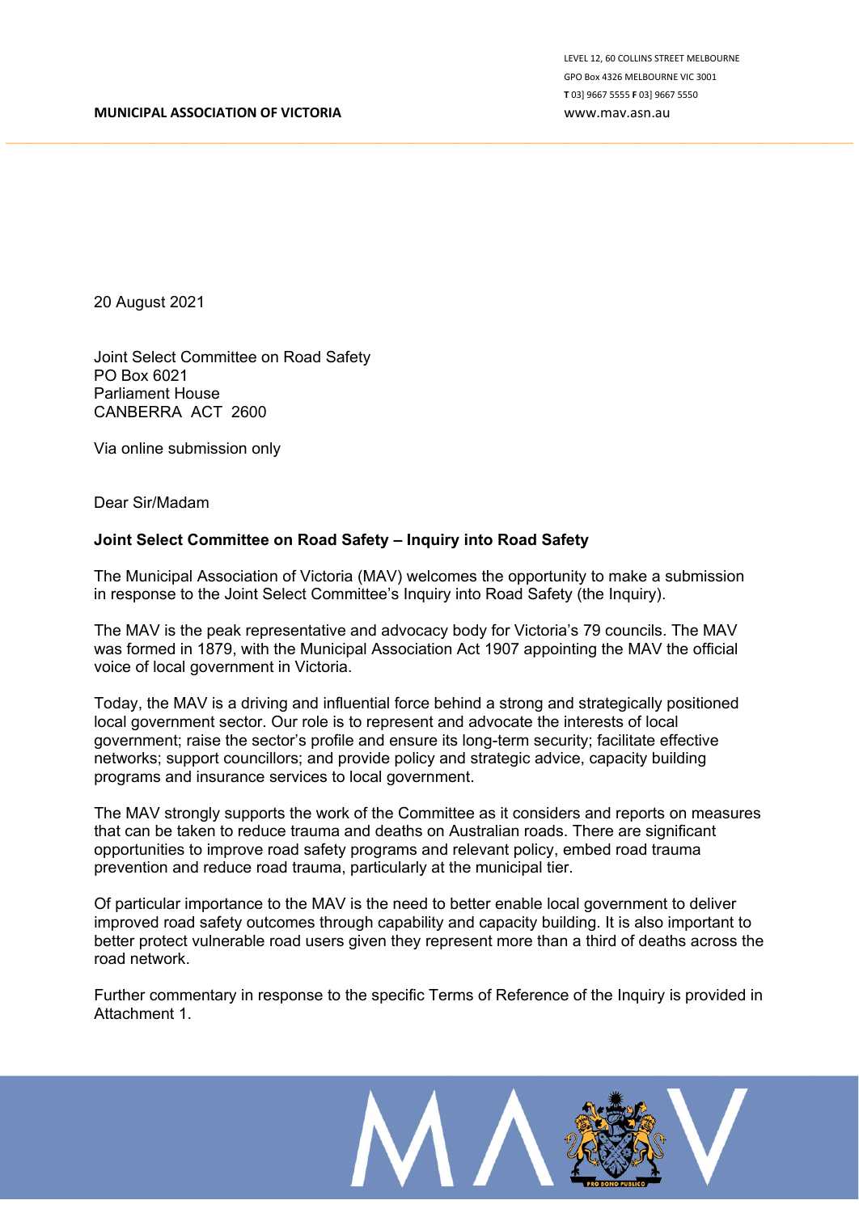**MUNICIPAL ASSOCIATION OF VICTORIA**

LEVEL 12, 60 COLLINS STREET MELBOURNE
GPO Box 4326 MELBOURNE VIC 3001
**T** 03] 9667 5555 **F** 03] 9667 5550
www.mav.asn.au

20 August 2021

Joint Select Committee on Road Safety
PO Box 6021
Parliament House
CANBERRA ACT 2600

Via online submission only

Dear Sir/Madam

**Joint Select Committee on Road Safety – Inquiry into Road Safety**

The Municipal Association of Victoria (MAV) welcomes the opportunity to make a submission in response to the Joint Select Committee's Inquiry into Road Safety (the Inquiry).

The MAV is the peak representative and advocacy body for Victoria's 79 councils. The MAV was formed in 1879, with the Municipal Association Act 1907 appointing the MAV the official voice of local government in Victoria.

Today, the MAV is a driving and influential force behind a strong and strategically positioned local government sector. Our role is to represent and advocate the interests of local government; raise the sector's profile and ensure its long-term security; facilitate effective networks; support councillors; and provide policy and strategic advice, capacity building programs and insurance services to local government.

The MAV strongly supports the work of the Committee as it considers and reports on measures that can be taken to reduce trauma and deaths on Australian roads. There are significant opportunities to improve road safety programs and relevant policy, embed road trauma prevention and reduce road trauma, particularly at the municipal tier.

Of particular importance to the MAV is the need to better enable local government to deliver improved road safety outcomes through capability and capacity building. It is also important to better protect vulnerable road users given they represent more than a third of deaths across the road network.

Further commentary in response to the specific Terms of Reference of the Inquiry is provided in Attachment 1.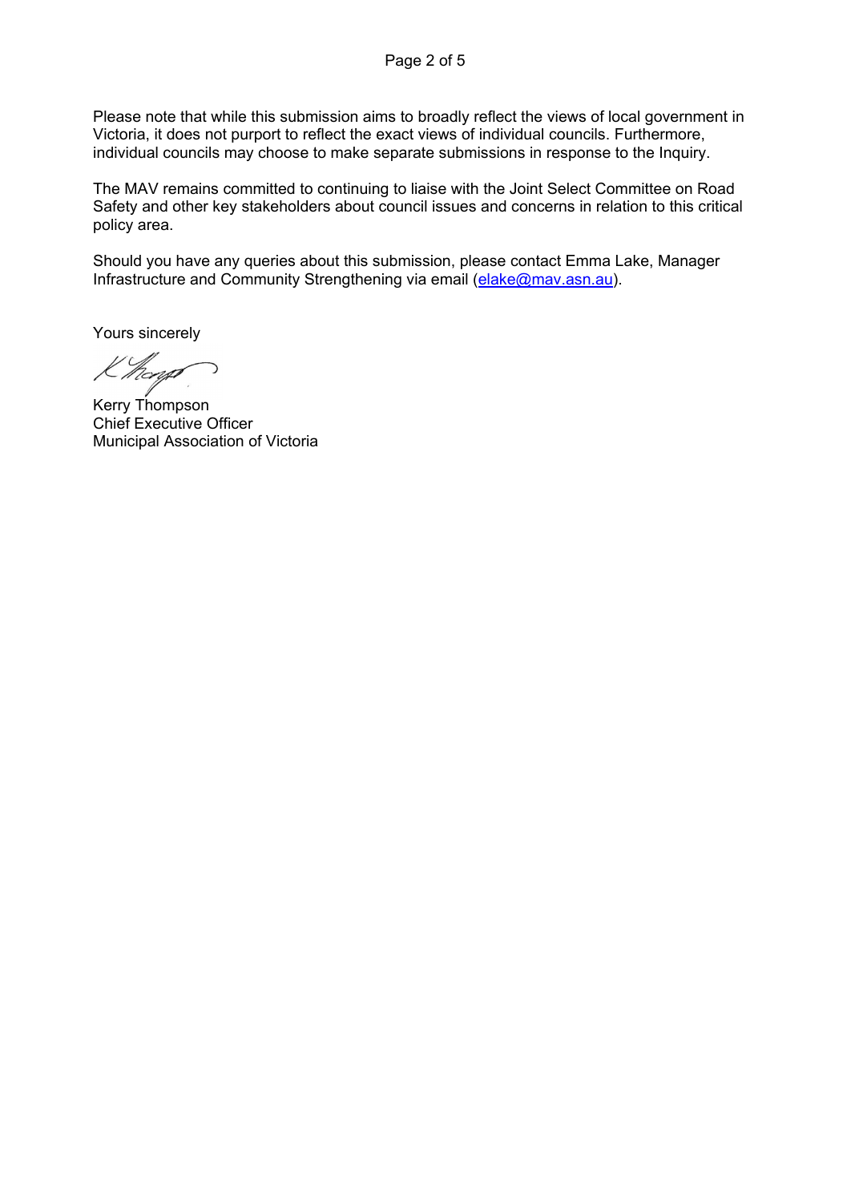Please note that while this submission aims to broadly reflect the views of local government in Victoria, it does not purport to reflect the exact views of individual councils. Furthermore, individual councils may choose to make separate submissions in response to the Inquiry.

The MAV remains committed to continuing to liaise with the Joint Select Committee on Road Safety and other key stakeholders about council issues and concerns in relation to this critical policy area.

Should you have any queries about this submission, please contact Emma Lake, Manager Infrastructure and Community Strengthening via email (elake@mav.asn.au).

Yours sincerely

Kerry Thompson
Chief Executive Officer
Municipal Association of Victoria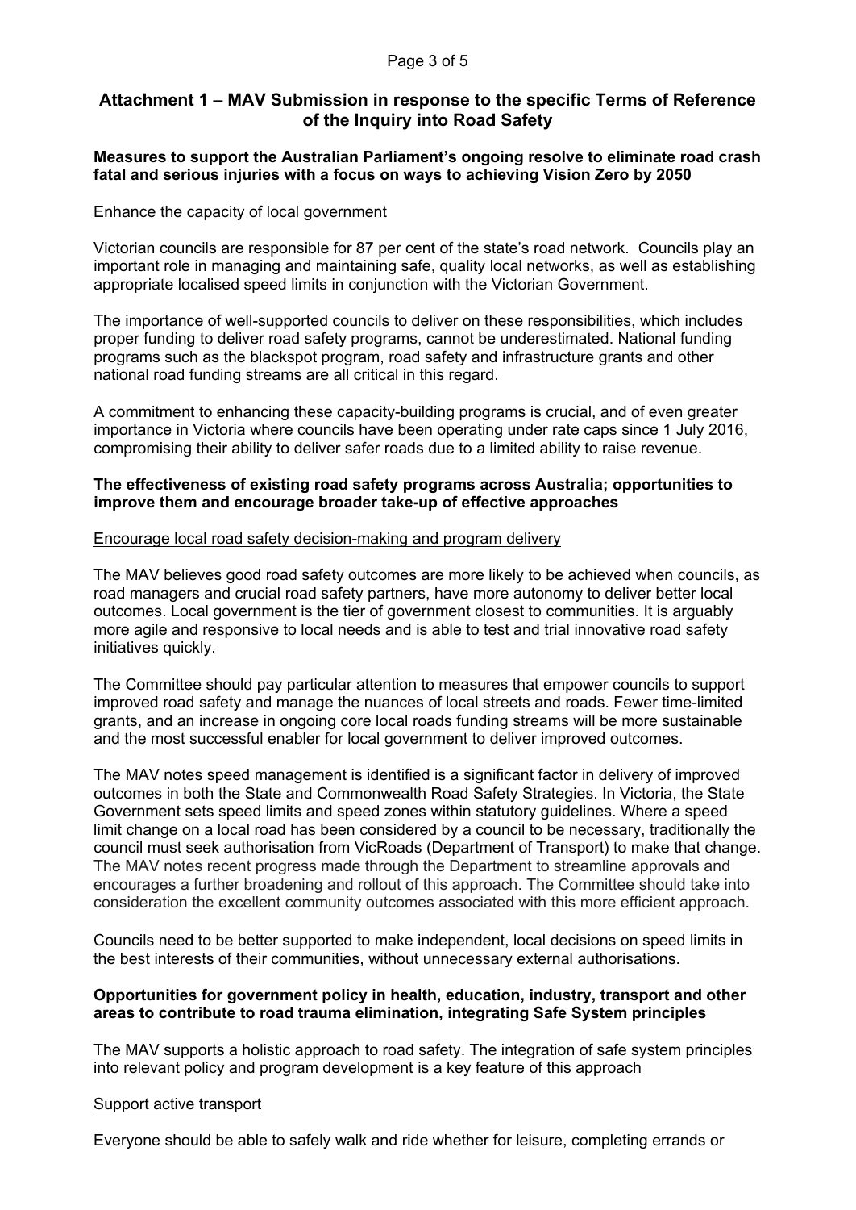## Attachment 1 – MAV Submission in response to the specific Terms of Reference of the Inquiry into Road Safety

### Measures to support the Australian Parliament's ongoing resolve to eliminate road crash fatal and serious injuries with a focus on ways to achieving Vision Zero by 2050

Enhance the capacity of local government

Victorian councils are responsible for 87 per cent of the state's road network. Councils play an important role in managing and maintaining safe, quality local networks, as well as establishing appropriate localised speed limits in conjunction with the Victorian Government.

The importance of well-supported councils to deliver on these responsibilities, which includes proper funding to deliver road safety programs, cannot be underestimated. National funding programs such as the blackspot program, road safety and infrastructure grants and other national road funding streams are all critical in this regard.

A commitment to enhancing these capacity-building programs is crucial, and of even greater importance in Victoria where councils have been operating under rate caps since 1 July 2016, compromising their ability to deliver safer roads due to a limited ability to raise revenue.

### The effectiveness of existing road safety programs across Australia; opportunities to improve them and encourage broader take-up of effective approaches

Encourage local road safety decision-making and program delivery

The MAV believes good road safety outcomes are more likely to be achieved when councils, as road managers and crucial road safety partners, have more autonomy to deliver better local outcomes. Local government is the tier of government closest to communities. It is arguably more agile and responsive to local needs and is able to test and trial innovative road safety initiatives quickly.

The Committee should pay particular attention to measures that empower councils to support improved road safety and manage the nuances of local streets and roads. Fewer time-limited grants, and an increase in ongoing core local roads funding streams will be more sustainable and the most successful enabler for local government to deliver improved outcomes.

The MAV notes speed management is identified is a significant factor in delivery of improved outcomes in both the State and Commonwealth Road Safety Strategies. In Victoria, the State Government sets speed limits and speed zones within statutory guidelines. Where a speed limit change on a local road has been considered by a council to be necessary, traditionally the council must seek authorisation from VicRoads (Department of Transport) to make that change. The MAV notes recent progress made through the Department to streamline approvals and encourages a further broadening and rollout of this approach. The Committee should take into consideration the excellent community outcomes associated with this more efficient approach.

Councils need to be better supported to make independent, local decisions on speed limits in the best interests of their communities, without unnecessary external authorisations.

### Opportunities for government policy in health, education, industry, transport and other areas to contribute to road trauma elimination, integrating Safe System principles

The MAV supports a holistic approach to road safety. The integration of safe system principles into relevant policy and program development is a key feature of this approach

Support active transport

Everyone should be able to safely walk and ride whether for leisure, completing errands or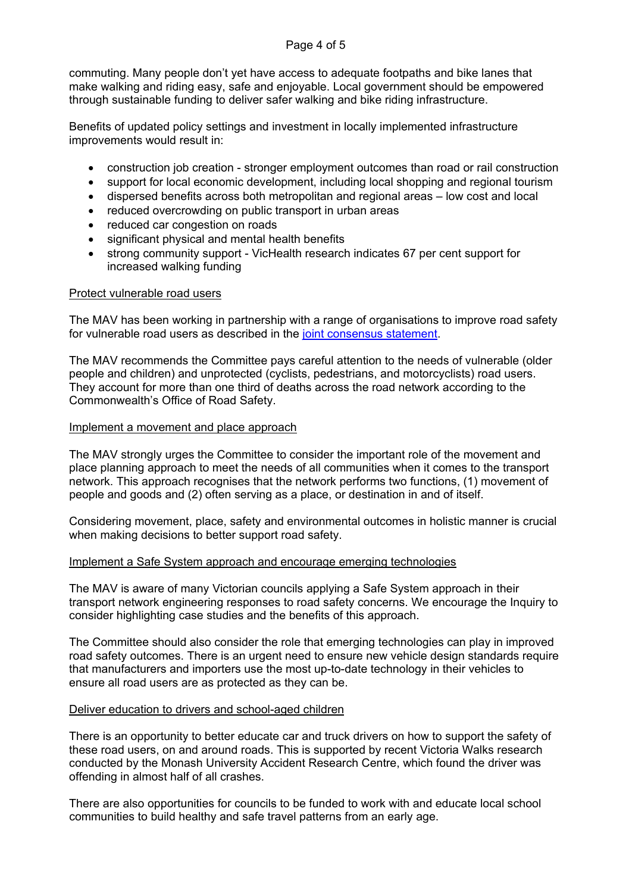commuting. Many people don't yet have access to adequate footpaths and bike lanes that make walking and riding easy, safe and enjoyable. Local government should be empowered through sustainable funding to deliver safer walking and bike riding infrastructure.

Benefits of updated policy settings and investment in locally implemented infrastructure improvements would result in:

- construction job creation - stronger employment outcomes than road or rail construction
- support for local economic development, including local shopping and regional tourism
- dispersed benefits across both metropolitan and regional areas – low cost and local
- reduced overcrowding on public transport in urban areas
- reduced car congestion on roads
- significant physical and mental health benefits
- strong community support - VicHealth research indicates 67 per cent support for increased walking funding

<u>Protect vulnerable road users</u>

The MAV has been working in partnership with a range of organisations to improve road safety for vulnerable road users as described in the [joint consensus statement](joint consensus statement).

The MAV recommends the Committee pays careful attention to the needs of vulnerable (older people and children) and unprotected (cyclists, pedestrians, and motorcyclists) road users. They account for more than one third of deaths across the road network according to the Commonwealth's Office of Road Safety.

<u>Implement a movement and place approach</u>

The MAV strongly urges the Committee to consider the important role of the movement and place planning approach to meet the needs of all communities when it comes to the transport network. This approach recognises that the network performs two functions, (1) movement of people and goods and (2) often serving as a place, or destination in and of itself.

Considering movement, place, safety and environmental outcomes in holistic manner is crucial when making decisions to better support road safety.

<u>Implement a Safe System approach and encourage emerging technologies</u>

The MAV is aware of many Victorian councils applying a Safe System approach in their transport network engineering responses to road safety concerns. We encourage the Inquiry to consider highlighting case studies and the benefits of this approach.

The Committee should also consider the role that emerging technologies can play in improved road safety outcomes. There is an urgent need to ensure new vehicle design standards require that manufacturers and importers use the most up-to-date technology in their vehicles to ensure all road users are as protected as they can be.

<u>Deliver education to drivers and school-aged children</u>

There is an opportunity to better educate car and truck drivers on how to support the safety of these road users, on and around roads. This is supported by recent Victoria Walks research conducted by the Monash University Accident Research Centre, which found the driver was offending in almost half of all crashes.

There are also opportunities for councils to be funded to work with and educate local school communities to build healthy and safe travel patterns from an early age.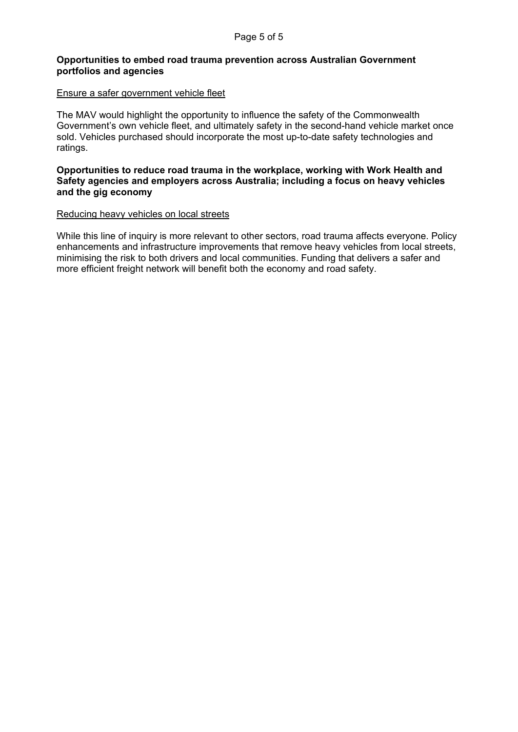**Opportunities to embed road trauma prevention across Australian Government portfolios and agencies**

Ensure a safer government vehicle fleet

The MAV would highlight the opportunity to influence the safety of the Commonwealth Government's own vehicle fleet, and ultimately safety in the second-hand vehicle market once sold. Vehicles purchased should incorporate the most up-to-date safety technologies and ratings.

**Opportunities to reduce road trauma in the workplace, working with Work Health and Safety agencies and employers across Australia; including a focus on heavy vehicles and the gig economy**

Reducing heavy vehicles on local streets

While this line of inquiry is more relevant to other sectors, road trauma affects everyone. Policy enhancements and infrastructure improvements that remove heavy vehicles from local streets, minimising the risk to both drivers and local communities. Funding that delivers a safer and more efficient freight network will benefit both the economy and road safety.